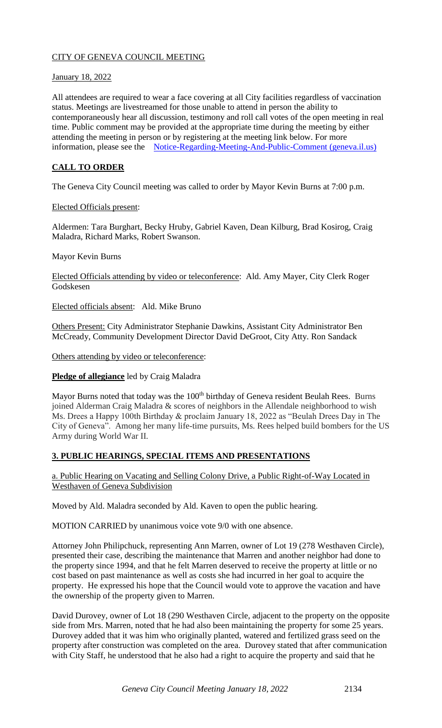CITY OF GENEVA COUNCIL MEETING

January 18, 2022

All attendees are required to wear a face covering at all City facilities regardless of vaccination status. Meetings are livestreamed for those unable to attend in person the ability to contemporaneously hear all discussion, testimony and roll call votes of the open meeting in real time. Public comment may be provided at the appropriate time during the meeting by either attending the meeting in person or by registering at the meeting link below. For more information, please see the Notice-Regarding-Meeting-And-Public-Comment (geneva.il.us)

## CALL TO ORDER

The Geneva City Council meeting was called to order by Mayor Kevin Burns at 7:00 p.m.

Elected Officials present:

Aldermen: Tara Burghart, Becky Hruby, Gabriel Kaven, Dean Kilburg, Brad Kosirog, Craig Maladra, Richard Marks, Robert Swanson.

Mayor Kevin Burns

Elected Officials attending by video or teleconference: Ald. Amy Mayer, City Clerk Roger Godskesen

Elected officials absent: Ald. Mike Bruno

Others Present: City Administrator Stephanie Dawkins, Assistant City Administrator Ben McCready, Community Development Director David DeGroot, City Atty. Ron Sandack

Others attending by video or teleconference:

**Pledge of allegiance** led by Craig Maladra

Mayor Burns noted that today was the 100th birthday of Geneva resident Beulah Rees. Burns joined Alderman Craig Maladra & scores of neighbors in the Allendale neighborhood to wish Ms. Drees a Happy 100th Birthday & proclaim January 18, 2022 as "Beulah Drees Day in The City of Geneva". Among her many life-time pursuits, Ms. Rees helped build bombers for the US Army during World War II.

## 3. PUBLIC HEARINGS, SPECIAL ITEMS AND PRESENTATIONS

a. Public Hearing on Vacating and Selling Colony Drive, a Public Right-of-Way Located in Westhaven of Geneva Subdivision

Moved by Ald. Maladra seconded by Ald. Kaven to open the public hearing.

MOTION CARRIED by unanimous voice vote 9/0 with one absence.

Attorney John Philipchuck, representing Ann Marren, owner of Lot 19 (278 Westhaven Circle), presented their case, describing the maintenance that Marren and another neighbor had done to the property since 1994, and that he felt Marren deserved to receive the property at little or no cost based on past maintenance as well as costs she had incurred in her goal to acquire the property. He expressed his hope that the Council would vote to approve the vacation and have the ownership of the property given to Marren.

David Durovey, owner of Lot 18 (290 Westhaven Circle, adjacent to the property on the opposite side from Mrs. Marren, noted that he had also been maintaining the property for some 25 years. Durovey added that it was him who originally planted, watered and fertilized grass seed on the property after construction was completed on the area. Durovey stated that after communication with City Staff, he understood that he also had a right to acquire the property and said that he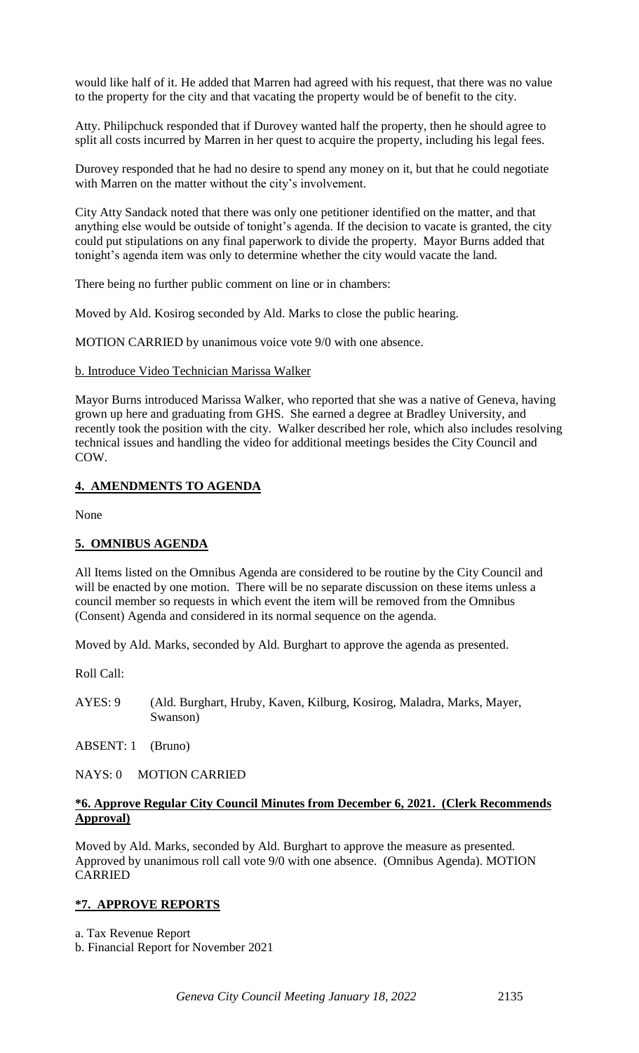would like half of it. He added that Marren had agreed with his request, that there was no value to the property for the city and that vacating the property would be of benefit to the city.

Atty. Philipchuck responded that if Durovey wanted half the property, then he should agree to split all costs incurred by Marren in her quest to acquire the property, including his legal fees.

Durovey responded that he had no desire to spend any money on it, but that he could negotiate with Marren on the matter without the city's involvement.

City Atty Sandack noted that there was only one petitioner identified on the matter, and that anything else would be outside of tonight's agenda. If the decision to vacate is granted, the city could put stipulations on any final paperwork to divide the property. Mayor Burns added that tonight's agenda item was only to determine whether the city would vacate the land.

There being no further public comment on line or in chambers:

Moved by Ald. Kosirog seconded by Ald. Marks to close the public hearing.

MOTION CARRIED by unanimous voice vote 9/0 with one absence.

b. Introduce Video Technician Marissa Walker

Mayor Burns introduced Marissa Walker, who reported that she was a native of Geneva, having grown up here and graduating from GHS. She earned a degree at Bradley University, and recently took the position with the city. Walker described her role, which also includes resolving technical issues and handling the video for additional meetings besides the City Council and COW.

## **4. AMENDMENTS TO AGENDA**

None

## **5. OMNIBUS AGENDA**

All Items listed on the Omnibus Agenda are considered to be routine by the City Council and will be enacted by one motion. There will be no separate discussion on these items unless a council member so requests in which event the item will be removed from the Omnibus (Consent) Agenda and considered in its normal sequence on the agenda.

Moved by Ald. Marks, seconded by Ald. Burghart to approve the agenda as presented.

Roll Call:

AYES: 9 (Ald. Burghart, Hruby, Kaven, Kilburg, Kosirog, Maladra, Marks, Mayer, Swanson)

ABSENT: 1 (Bruno)

NAYS: 0 MOTION CARRIED

## **\*6. Approve Regular City Council Minutes from December 6, 2021. (Clerk Recommends Approval)**

Moved by Ald. Marks, seconded by Ald. Burghart to approve the measure as presented. Approved by unanimous roll call vote 9/0 with one absence. (Omnibus Agenda). MOTION CARRIED

## **\*7. APPROVE REPORTS**

a. Tax Revenue Report
b. Financial Report for November 2021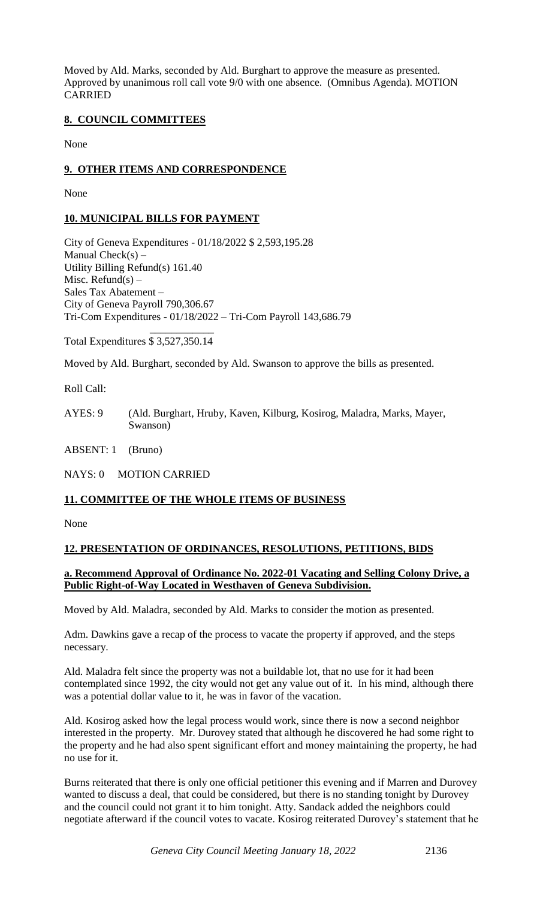Moved by Ald. Marks, seconded by Ald. Burghart to approve the measure as presented. Approved by unanimous roll call vote 9/0 with one absence. (Omnibus Agenda). MOTION CARRIED

## 8. COUNCIL COMMITTEES

None

## 9. OTHER ITEMS AND CORRESPONDENCE

None

## 10. MUNICIPAL BILLS FOR PAYMENT

City of Geneva Expenditures - 01/18/2022 $ 2,593,195.28
Manual Check(s) –
Utility Billing Refund(s) 161.40
Misc. Refund(s) –
Sales Tax Abatement –
City of Geneva Payroll 790,306.67
Tri-Com Expenditures - 01/18/2022 – Tri-Com Payroll 143,686.79

Total Expenditures $ 3,527,350.14

Moved by Ald. Burghart, seconded by Ald. Swanson to approve the bills as presented.

Roll Call:

AYES: 9 (Ald. Burghart, Hruby, Kaven, Kilburg, Kosirog, Maladra, Marks, Mayer, Swanson)

ABSENT: 1 (Bruno)

NAYS: 0 MOTION CARRIED

## 11. COMMITTEE OF THE WHOLE ITEMS OF BUSINESS

None

## 12. PRESENTATION OF ORDINANCES, RESOLUTIONS, PETITIONS, BIDS

### a. Recommend Approval of Ordinance No. 2022-01 Vacating and Selling Colony Drive, a Public Right-of-Way Located in Westhaven of Geneva Subdivision.

Moved by Ald. Maladra, seconded by Ald. Marks to consider the motion as presented.

Adm. Dawkins gave a recap of the process to vacate the property if approved, and the steps necessary.

Ald. Maladra felt since the property was not a buildable lot, that no use for it had been contemplated since 1992, the city would not get any value out of it. In his mind, although there was a potential dollar value to it, he was in favor of the vacation.

Ald. Kosirog asked how the legal process would work, since there is now a second neighbor interested in the property. Mr. Durovey stated that although he discovered he had some right to the property and he had also spent significant effort and money maintaining the property, he had no use for it.

Burns reiterated that there is only one official petitioner this evening and if Marren and Durovey wanted to discuss a deal, that could be considered, but there is no standing tonight by Durovey and the council could not grant it to him tonight. Atty. Sandack added the neighbors could negotiate afterward if the council votes to vacate. Kosirog reiterated Durovey's statement that he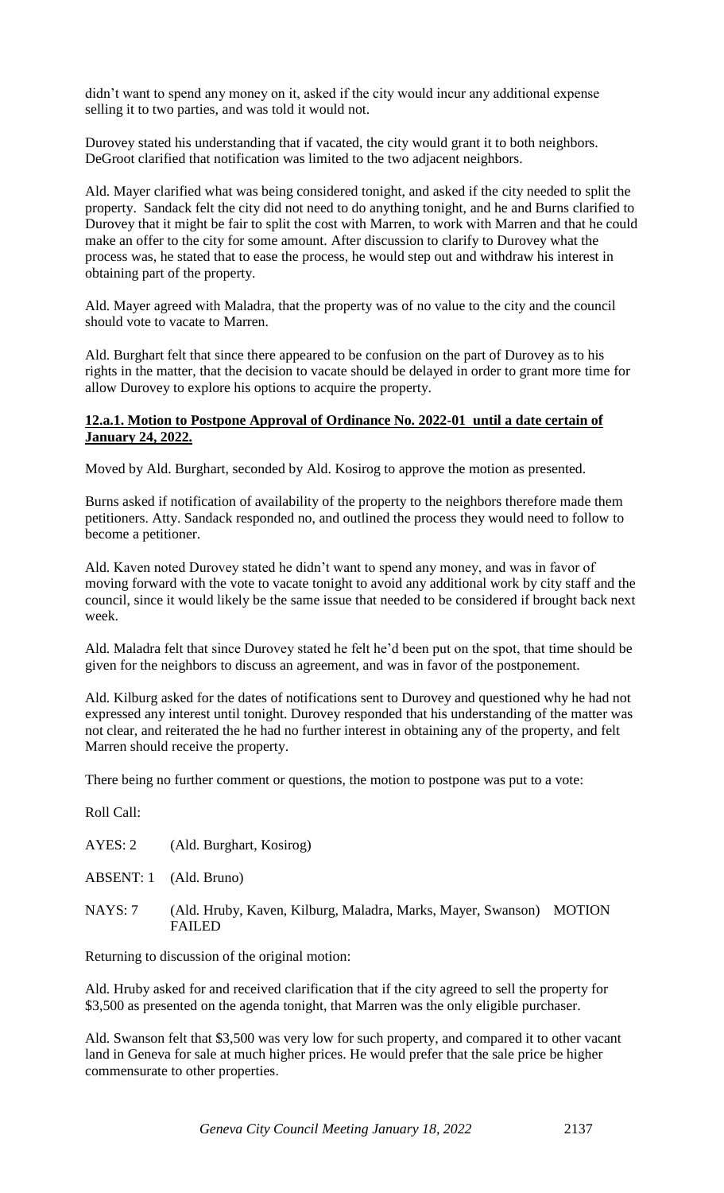didn't want to spend any money on it, asked if the city would incur any additional expense selling it to two parties, and was told it would not.

Durovey stated his understanding that if vacated, the city would grant it to both neighbors. DeGroot clarified that notification was limited to the two adjacent neighbors.

Ald. Mayer clarified what was being considered tonight, and asked if the city needed to split the property. Sandack felt the city did not need to do anything tonight, and he and Burns clarified to Durovey that it might be fair to split the cost with Marren, to work with Marren and that he could make an offer to the city for some amount. After discussion to clarify to Durovey what the process was, he stated that to ease the process, he would step out and withdraw his interest in obtaining part of the property.

Ald. Mayer agreed with Maladra, that the property was of no value to the city and the council should vote to vacate to Marren.

Ald. Burghart felt that since there appeared to be confusion on the part of Durovey as to his rights in the matter, that the decision to vacate should be delayed in order to grant more time for allow Durovey to explore his options to acquire the property.

**12.a.1. Motion to Postpone Approval of Ordinance No. 2022-01 until a date certain of January 24, 2022.**

Moved by Ald. Burghart, seconded by Ald. Kosirog to approve the motion as presented.

Burns asked if notification of availability of the property to the neighbors therefore made them petitioners. Atty. Sandack responded no, and outlined the process they would need to follow to become a petitioner.

Ald. Kaven noted Durovey stated he didn't want to spend any money, and was in favor of moving forward with the vote to vacate tonight to avoid any additional work by city staff and the council, since it would likely be the same issue that needed to be considered if brought back next week.

Ald. Maladra felt that since Durovey stated he felt he'd been put on the spot, that time should be given for the neighbors to discuss an agreement, and was in favor of the postponement.

Ald. Kilburg asked for the dates of notifications sent to Durovey and questioned why he had not expressed any interest until tonight. Durovey responded that his understanding of the matter was not clear, and reiterated the he had no further interest in obtaining any of the property, and felt Marren should receive the property.

There being no further comment or questions, the motion to postpone was put to a vote:

Roll Call:

AYES: 2 (Ald. Burghart, Kosirog)

ABSENT: 1 (Ald. Bruno)

NAYS: 7 (Ald. Hruby, Kaven, Kilburg, Maladra, Marks, Mayer, Swanson) MOTION FAILED

Returning to discussion of the original motion:

Ald. Hruby asked for and received clarification that if the city agreed to sell the property for $3,500 as presented on the agenda tonight, that Marren was the only eligible purchaser.

Ald. Swanson felt that $3,500 was very low for such property, and compared it to other vacant land in Geneva for sale at much higher prices. He would prefer that the sale price be higher commensurate to other properties.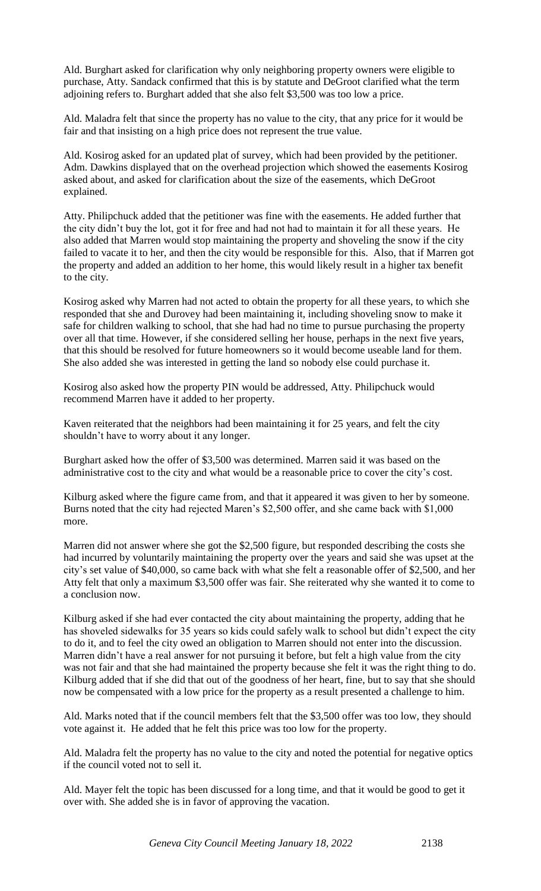Ald. Burghart asked for clarification why only neighboring property owners were eligible to purchase, Atty. Sandack confirmed that this is by statute and DeGroot clarified what the term adjoining refers to. Burghart added that she also felt $3,500 was too low a price.

Ald. Maladra felt that since the property has no value to the city, that any price for it would be fair and that insisting on a high price does not represent the true value.

Ald. Kosirog asked for an updated plat of survey, which had been provided by the petitioner. Adm. Dawkins displayed that on the overhead projection which showed the easements Kosirog asked about, and asked for clarification about the size of the easements, which DeGroot explained.

Atty. Philipchuck added that the petitioner was fine with the easements. He added further that the city didn't buy the lot, got it for free and had not had to maintain it for all these years. He also added that Marren would stop maintaining the property and shoveling the snow if the city failed to vacate it to her, and then the city would be responsible for this. Also, that if Marren got the property and added an addition to her home, this would likely result in a higher tax benefit to the city.

Kosirog asked why Marren had not acted to obtain the property for all these years, to which she responded that she and Durovey had been maintaining it, including shoveling snow to make it safe for children walking to school, that she had had no time to pursue purchasing the property over all that time. However, if she considered selling her house, perhaps in the next five years, that this should be resolved for future homeowners so it would become useable land for them. She also added she was interested in getting the land so nobody else could purchase it.

Kosirog also asked how the property PIN would be addressed, Atty. Philipchuck would recommend Marren have it added to her property.

Kaven reiterated that the neighbors had been maintaining it for 25 years, and felt the city shouldn't have to worry about it any longer.

Burghart asked how the offer of $3,500 was determined. Marren said it was based on the administrative cost to the city and what would be a reasonable price to cover the city's cost.

Kilburg asked where the figure came from, and that it appeared it was given to her by someone. Burns noted that the city had rejected Maren's $2,500 offer, and she came back with $1,000 more.

Marren did not answer where she got the $2,500 figure, but responded describing the costs she had incurred by voluntarily maintaining the property over the years and said she was upset at the city's set value of $40,000, so came back with what she felt a reasonable offer of $2,500, and her Atty felt that only a maximum $3,500 offer was fair. She reiterated why she wanted it to come to a conclusion now.

Kilburg asked if she had ever contacted the city about maintaining the property, adding that he has shoveled sidewalks for 35 years so kids could safely walk to school but didn't expect the city to do it, and to feel the city owed an obligation to Marren should not enter into the discussion. Marren didn't have a real answer for not pursuing it before, but felt a high value from the city was not fair and that she had maintained the property because she felt it was the right thing to do. Kilburg added that if she did that out of the goodness of her heart, fine, but to say that she should now be compensated with a low price for the property as a result presented a challenge to him.

Ald. Marks noted that if the council members felt that the $3,500 offer was too low, they should vote against it. He added that he felt this price was too low for the property.

Ald. Maladra felt the property has no value to the city and noted the potential for negative optics if the council voted not to sell it.

Ald. Mayer felt the topic has been discussed for a long time, and that it would be good to get it over with. She added she is in favor of approving the vacation.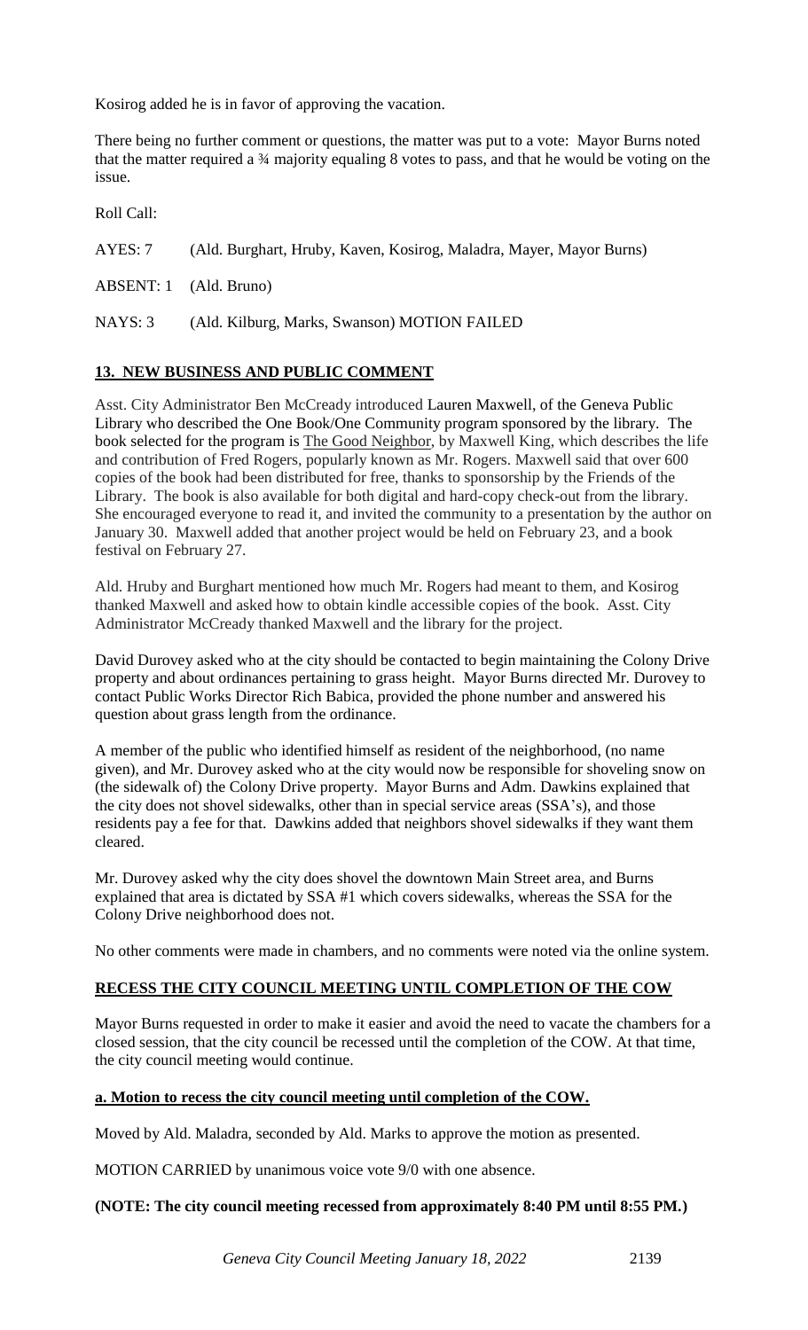Kosirog added he is in favor of approving the vacation.

There being no further comment or questions, the matter was put to a vote: Mayor Burns noted that the matter required a ¾ majority equaling 8 votes to pass, and that he would be voting on the issue.

Roll Call:

AYES: 7 (Ald. Burghart, Hruby, Kaven, Kosirog, Maladra, Mayer, Mayor Burns)

ABSENT: 1 (Ald. Bruno)

NAYS: 3 (Ald. Kilburg, Marks, Swanson) MOTION FAILED

## 13. NEW BUSINESS AND PUBLIC COMMENT

Asst. City Administrator Ben McCready introduced Lauren Maxwell, of the Geneva Public Library who described the One Book/One Community program sponsored by the library. The book selected for the program is The Good Neighbor, by Maxwell King, which describes the life and contribution of Fred Rogers, popularly known as Mr. Rogers. Maxwell said that over 600 copies of the book had been distributed for free, thanks to sponsorship by the Friends of the Library. The book is also available for both digital and hard-copy check-out from the library. She encouraged everyone to read it, and invited the community to a presentation by the author on January 30. Maxwell added that another project would be held on February 23, and a book festival on February 27.

Ald. Hruby and Burghart mentioned how much Mr. Rogers had meant to them, and Kosirog thanked Maxwell and asked how to obtain kindle accessible copies of the book. Asst. City Administrator McCready thanked Maxwell and the library for the project.

David Durovey asked who at the city should be contacted to begin maintaining the Colony Drive property and about ordinances pertaining to grass height. Mayor Burns directed Mr. Durovey to contact Public Works Director Rich Babica, provided the phone number and answered his question about grass length from the ordinance.

A member of the public who identified himself as resident of the neighborhood, (no name given), and Mr. Durovey asked who at the city would now be responsible for shoveling snow on (the sidewalk of) the Colony Drive property. Mayor Burns and Adm. Dawkins explained that the city does not shovel sidewalks, other than in special service areas (SSA's), and those residents pay a fee for that. Dawkins added that neighbors shovel sidewalks if they want them cleared.

Mr. Durovey asked why the city does shovel the downtown Main Street area, and Burns explained that area is dictated by SSA #1 which covers sidewalks, whereas the SSA for the Colony Drive neighborhood does not.

No other comments were made in chambers, and no comments were noted via the online system.

## RECESS THE CITY COUNCIL MEETING UNTIL COMPLETION OF THE COW

Mayor Burns requested in order to make it easier and avoid the need to vacate the chambers for a closed session, that the city council be recessed until the completion of the COW. At that time, the city council meeting would continue.

**a. Motion to recess the city council meeting until completion of the COW.**

Moved by Ald. Maladra, seconded by Ald. Marks to approve the motion as presented.

MOTION CARRIED by unanimous voice vote 9/0 with one absence.

**(NOTE: The city council meeting recessed from approximately 8:40 PM until 8:55 PM.)**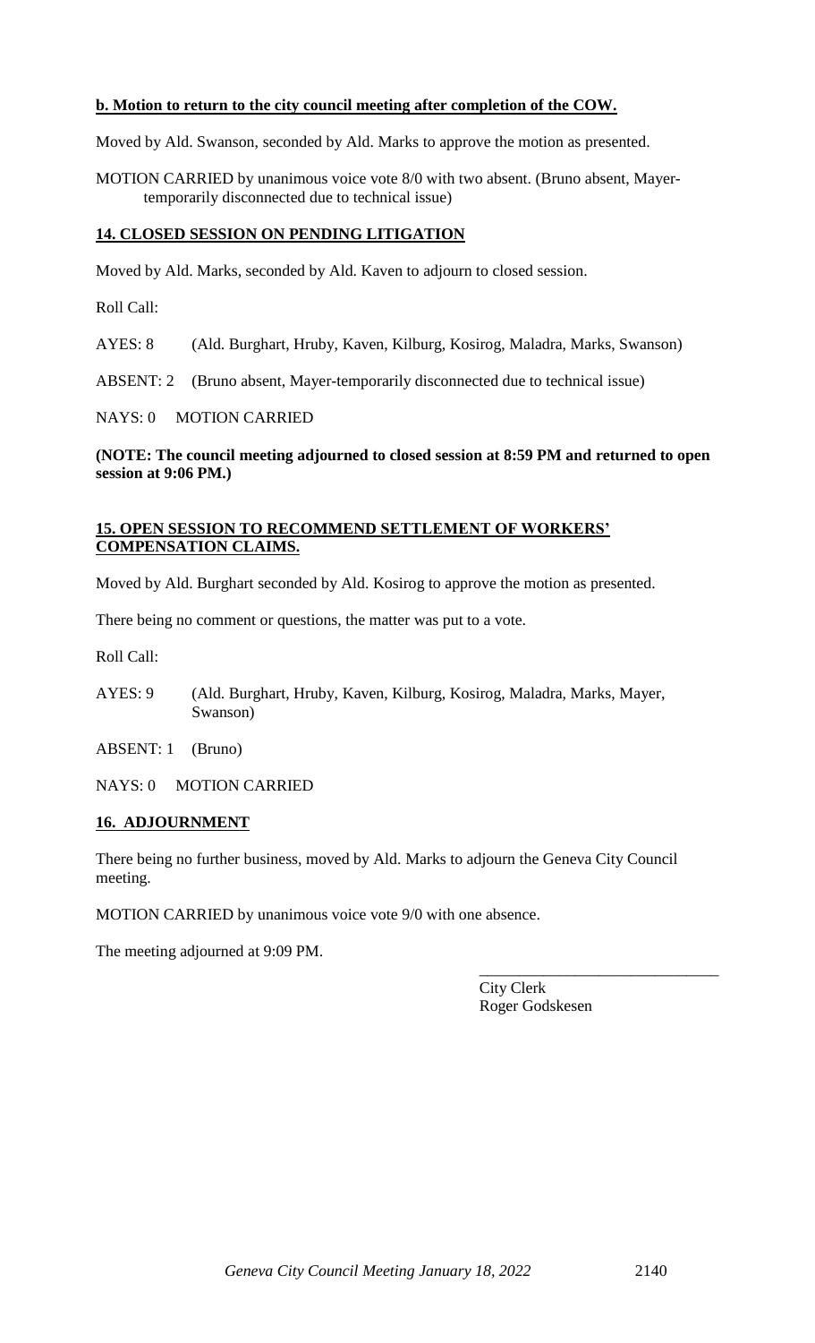**b. Motion to return to the city council meeting after completion of the COW.**

Moved by Ald. Swanson, seconded by Ald. Marks to approve the motion as presented.

MOTION CARRIED by unanimous voice vote 8/0 with two absent. (Bruno absent, Mayer-temporarily disconnected due to technical issue)

**14. CLOSED SESSION ON PENDING LITIGATION**

Moved by Ald. Marks, seconded by Ald. Kaven to adjourn to closed session.

Roll Call:

AYES: 8 (Ald. Burghart, Hruby, Kaven, Kilburg, Kosirog, Maladra, Marks, Swanson)

ABSENT: 2 (Bruno absent, Mayer-temporarily disconnected due to technical issue)

NAYS: 0 MOTION CARRIED

**(NOTE: The council meeting adjourned to closed session at 8:59 PM and returned to open session at 9:06 PM.)**

**15. OPEN SESSION TO RECOMMEND SETTLEMENT OF WORKERS' COMPENSATION CLAIMS.**

Moved by Ald. Burghart seconded by Ald. Kosirog to approve the motion as presented.

There being no comment or questions, the matter was put to a vote.

Roll Call:

AYES: 9 (Ald. Burghart, Hruby, Kaven, Kilburg, Kosirog, Maladra, Marks, Mayer, Swanson)

ABSENT: 1 (Bruno)

NAYS: 0 MOTION CARRIED

**16. ADJOURNMENT**

There being no further business, moved by Ald. Marks to adjourn the Geneva City Council meeting.

MOTION CARRIED by unanimous voice vote 9/0 with one absence.

The meeting adjourned at 9:09 PM.

\_\_\_\_\_\_\_\_\_\_\_\_\_\_\_\_\_\_\_\_\_\_\_\_\_\_\_\_\_\_

City Clerk
Roger Godskesen